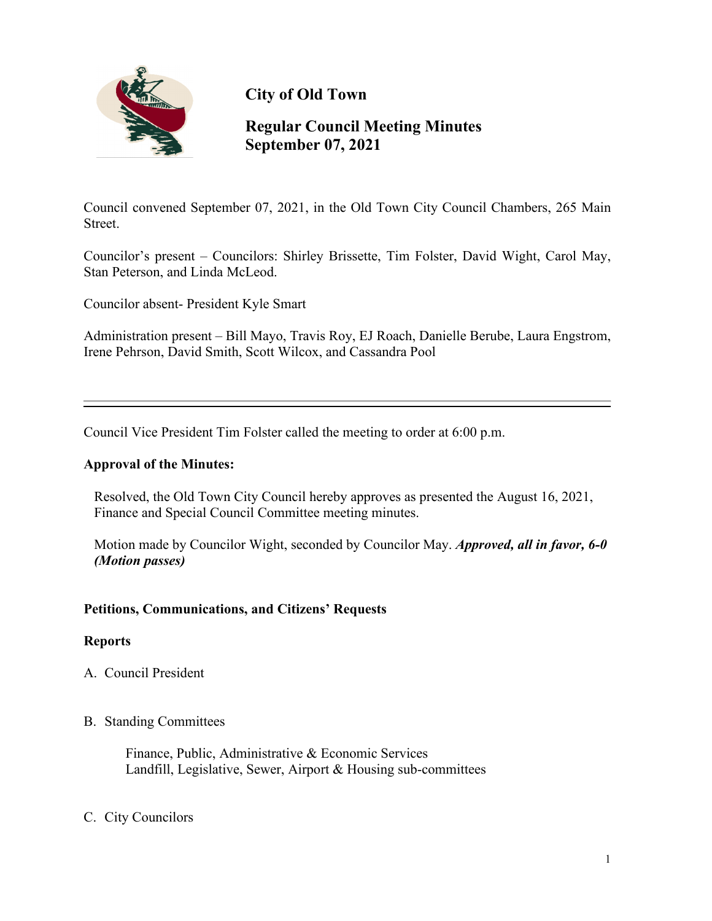# City of Old Town

## Regular Council Meeting Minutes
## September 07, 2021

Council convened September 07, 2021, in the Old Town City Council Chambers, 265 Main Street.

Councilor's present – Councilors: Shirley Brissette, Tim Folster, David Wight, Carol May, Stan Peterson, and Linda McLeod.

Councilor absent- President Kyle Smart

Administration present – Bill Mayo, Travis Roy, EJ Roach, Danielle Berube, Laura Engstrom, Irene Pehrson, David Smith, Scott Wilcox, and Cassandra Pool

---

Council Vice President Tim Folster called the meeting to order at 6:00 p.m.

**Approval of the Minutes:**

Resolved, the Old Town City Council hereby approves as presented the August 16, 2021, Finance and Special Council Committee meeting minutes.

Motion made by Councilor Wight, seconded by Councilor May. ***Approved, all in favor, 6-0 (Motion passes)***

**Petitions, Communications, and Citizens' Requests**

**Reports**

A. Council President

B. Standing Committees

Finance, Public, Administrative & Economic Services
Landfill, Legislative, Sewer, Airport & Housing sub-committees

C. City Councilors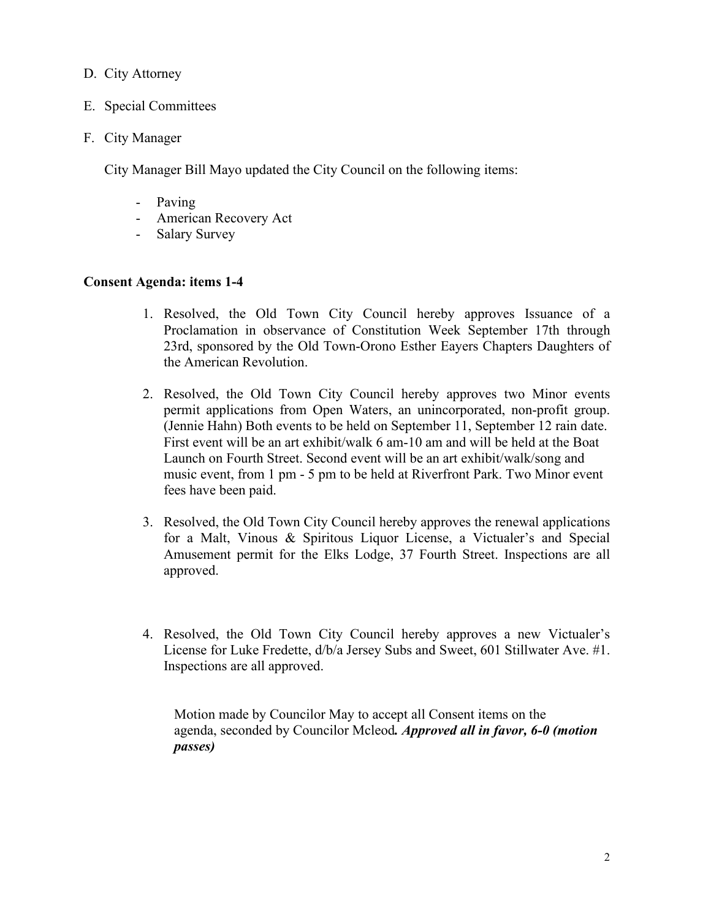D. City Attorney

E. Special Committees

F. City Manager

City Manager Bill Mayo updated the City Council on the following items:

- Paving
- American Recovery Act
- Salary Survey

**Consent Agenda: items 1-4**

1. Resolved, the Old Town City Council hereby approves Issuance of a Proclamation in observance of Constitution Week September 17th through 23rd, sponsored by the Old Town-Orono Esther Eayers Chapters Daughters of the American Revolution.

2. Resolved, the Old Town City Council hereby approves two Minor events permit applications from Open Waters, an unincorporated, non-profit group. (Jennie Hahn) Both events to be held on September 11, September 12 rain date. First event will be an art exhibit/walk 6 am-10 am and will be held at the Boat Launch on Fourth Street. Second event will be an art exhibit/walk/song and music event, from 1 pm - 5 pm to be held at Riverfront Park. Two Minor event fees have been paid.

3. Resolved, the Old Town City Council hereby approves the renewal applications for a Malt, Vinous & Spiritous Liquor License, a Victualer's and Special Amusement permit for the Elks Lodge, 37 Fourth Street. Inspections are all approved.

4. Resolved, the Old Town City Council hereby approves a new Victualer's License for Luke Fredette, d/b/a Jersey Subs and Sweet, 601 Stillwater Ave. #1. Inspections are all approved.

Motion made by Councilor May to accept all Consent items on the agenda, seconded by Councilor Mcleod***. Approved all in favor, 6-0 (motion passes)***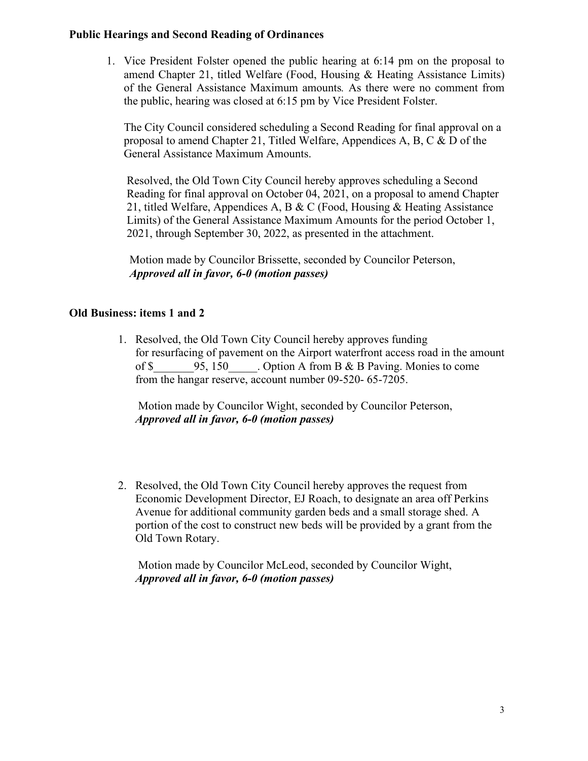**Public Hearings and Second Reading of Ordinances**

1. Vice President Folster opened the public hearing at 6:14 pm on the proposal to amend Chapter 21, titled Welfare (Food, Housing & Heating Assistance Limits) of the General Assistance Maximum amounts. As there were no comment from the public, hearing was closed at 6:15 pm by Vice President Folster.

   The City Council considered scheduling a Second Reading for final approval on a proposal to amend Chapter 21, Titled Welfare, Appendices A, B, C & D of the General Assistance Maximum Amounts.

   Resolved, the Old Town City Council hereby approves scheduling a Second Reading for final approval on October 04, 2021, on a proposal to amend Chapter 21, titled Welfare, Appendices A, B & C (Food, Housing & Heating Assistance Limits) of the General Assistance Maximum Amounts for the period October 1, 2021, through September 30, 2022, as presented in the attachment.

   Motion made by Councilor Brissette, seconded by Councilor Peterson,
   ***Approved all in favor, 6-0 (motion passes)***

**Old Business: items 1 and 2**

1. Resolved, the Old Town City Council hereby approves funding for resurfacing of pavement on the Airport waterfront access road in the amount of $_______95, 150_____. Option A from B & B Paving. Monies to come from the hangar reserve, account number 09-520- 65-7205.

   Motion made by Councilor Wight, seconded by Councilor Peterson,
   ***Approved all in favor, 6-0 (motion passes)***

2. Resolved, the Old Town City Council hereby approves the request from Economic Development Director, EJ Roach, to designate an area off Perkins Avenue for additional community garden beds and a small storage shed. A portion of the cost to construct new beds will be provided by a grant from the Old Town Rotary.

   Motion made by Councilor McLeod, seconded by Councilor Wight,
   ***Approved all in favor, 6-0 (motion passes)***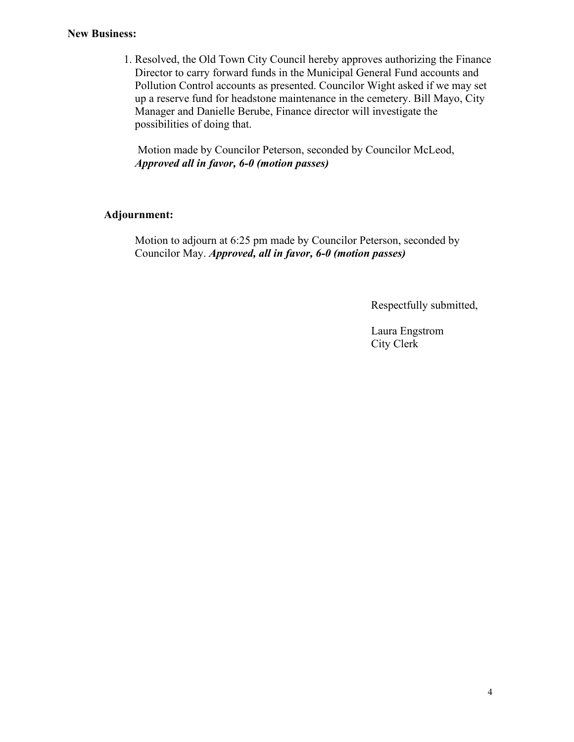**New Business:**

1. Resolved, the Old Town City Council hereby approves authorizing the Finance Director to carry forward funds in the Municipal General Fund accounts and Pollution Control accounts as presented. Councilor Wight asked if we may set up a reserve fund for headstone maintenance in the cemetery. Bill Mayo, City Manager and Danielle Berube, Finance director will investigate the possibilities of doing that.

   Motion made by Councilor Peterson, seconded by Councilor McLeod, ***Approved all in favor, 6-0 (motion passes)***

**Adjournment:**

Motion to adjourn at 6:25 pm made by Councilor Peterson, seconded by Councilor May. ***Approved, all in favor, 6-0 (motion passes)***

Respectfully submitted,

Laura Engstrom
City Clerk